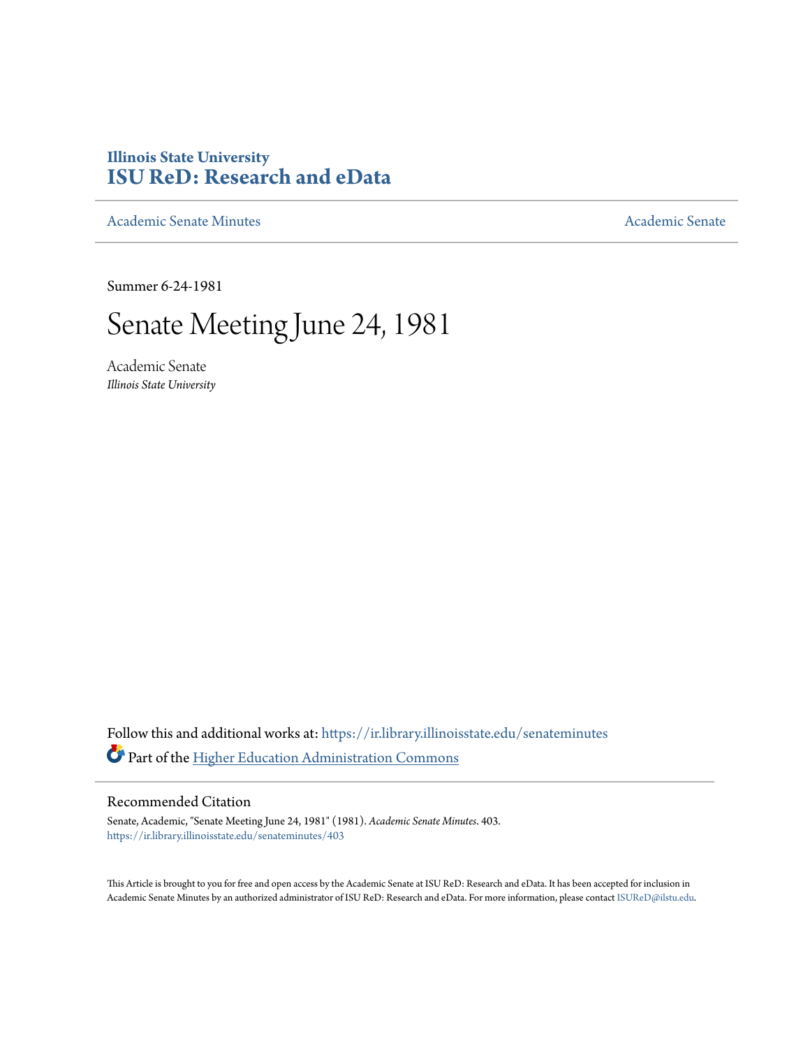Illinois State University

# ISU ReD: Research and eData

Academic Senate Minutes | Academic Senate

Summer 6-24-1981

# Senate Meeting June 24, 1981

Academic Senate
*Illinois State University*

Follow this and additional works at: https://ir.library.illinoisstate.edu/senateminutes

Part of the Higher Education Administration Commons

## Recommended Citation

Senate, Academic, "Senate Meeting June 24, 1981" (1981). *Academic Senate Minutes*. 403.
https://ir.library.illinoisstate.edu/senateminutes/403

This Article is brought to you for free and open access by the Academic Senate at ISU ReD: Research and eData. It has been accepted for inclusion in Academic Senate Minutes by an authorized administrator of ISU ReD: Research and eData. For more information, please contact ISUReD@ilstu.edu.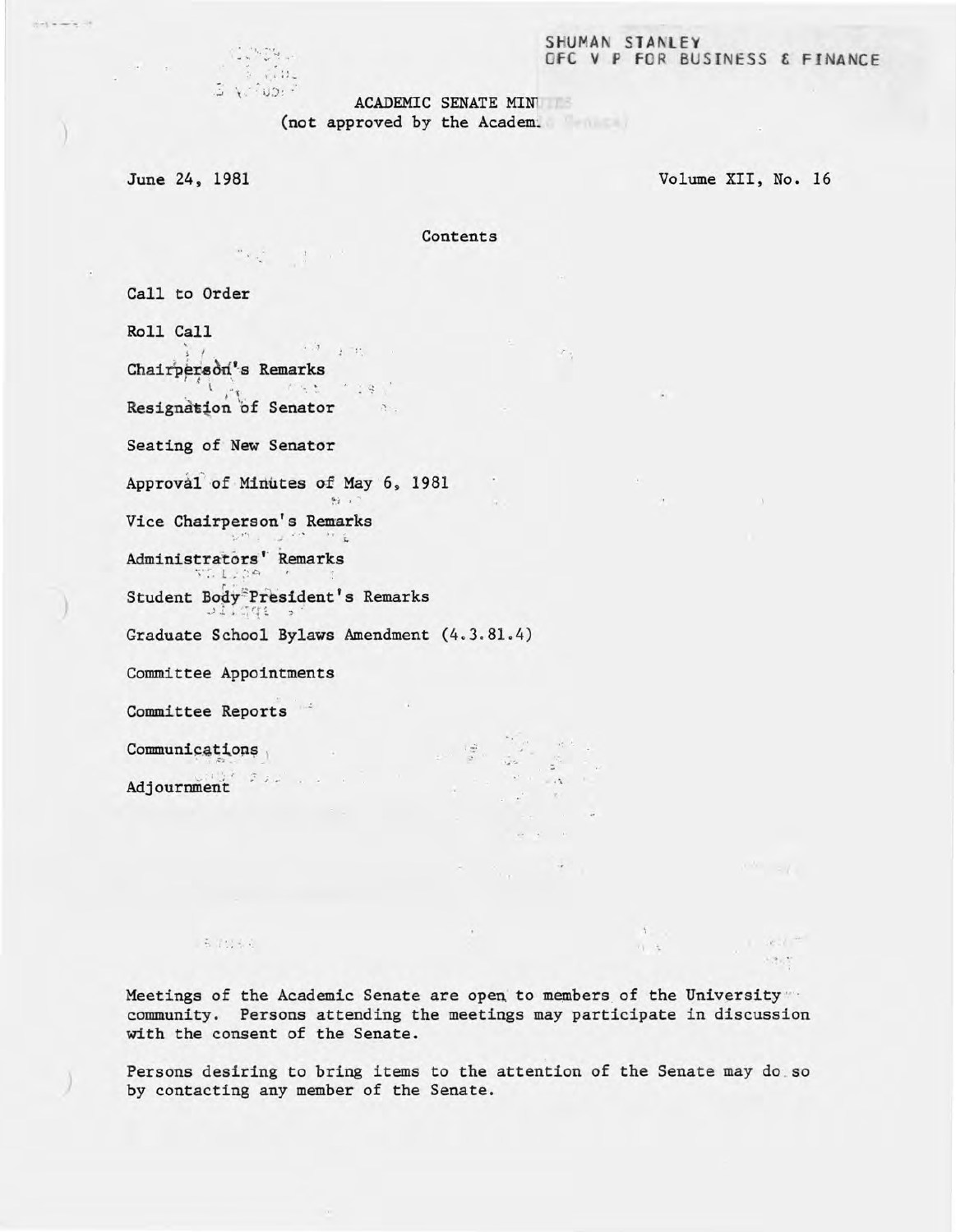SHUMAN STANLEY
OFC V P FOR BUSINESS & FINANCE

ACADEMIC SENATE MINUTES
(not approved by the Academic Senate)

June 24, 1981

Volume XII, No. 16

## Contents

Call to Order

Roll Call

Chairperson's Remarks

Resignation of Senator

Seating of New Senator

Approval of Minutes of May 6, 1981

Vice Chairperson's Remarks

Administrators' Remarks

Student Body President's Remarks

Graduate School Bylaws Amendment (4.3.81.4)

Committee Appointments

Committee Reports

Communications

Adjournment

Meetings of the Academic Senate are open to members of the University community. Persons attending the meetings may participate in discussion with the consent of the Senate.

Persons desiring to bring items to the attention of the Senate may do so by contacting any member of the Senate.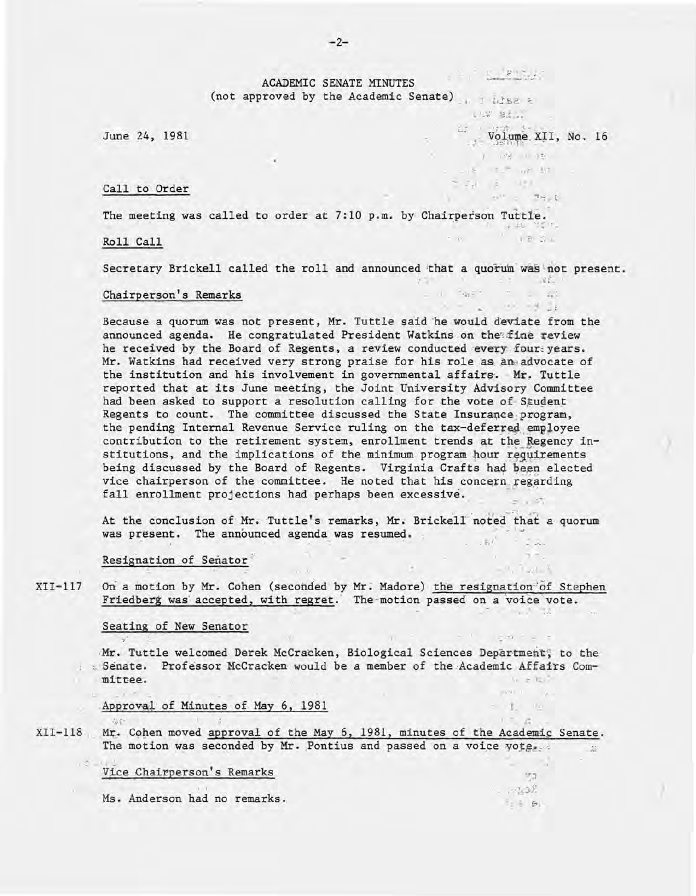ACADEMIC SENATE MINUTES
(not approved by the Academic Senate)

June 24, 1981 Volume XII, No. 16

## Call to Order

The meeting was called to order at 7:10 p.m. by Chairperson Tuttle.

## Roll Call

Secretary Brickell called the roll and announced that a quorum was not present.

## Chairperson's Remarks

Because a quorum was not present, Mr. Tuttle said he would deviate from the announced agenda. He congratulated President Watkins on the fine review he received by the Board of Regents, a review conducted every four years. Mr. Watkins had received very strong praise for his role as an advocate of the institution and his involvement in governmental affairs. Mr. Tuttle reported that at its June meeting, the Joint University Advisory Committee had been asked to support a resolution calling for the vote of Student Regents to count. The committee discussed the State Insurance program, the pending Internal Revenue Service ruling on the tax-deferred employee contribution to the retirement system, enrollment trends at the Regency institutions, and the implications of the minimum program hour requirements being discussed by the Board of Regents. Virginia Crafts had been elected vice chairperson of the committee. He noted that his concern regarding fall enrollment projections had perhaps been excessive.

At the conclusion of Mr. Tuttle's remarks, Mr. Brickell noted that a quorum was present. The announced agenda was resumed.

## Resignation of Senator

XII-117 On a motion by Mr. Cohen (seconded by Mr. Madore) the resignation of Stephen Friedberg was accepted, with regret. The motion passed on a voice vote.

## Seating of New Senator

Mr. Tuttle welcomed Derek McCracken, Biological Sciences Department, to the Senate. Professor McCracken would be a member of the Academic Affairs Committee.

## Approval of Minutes of May 6, 1981

XII-118 Mr. Cohen moved approval of the May 6, 1981, minutes of the Academic Senate. The motion was seconded by Mr. Pontius and passed on a voice vote.

## Vice Chairperson's Remarks

Ms. Anderson had no remarks.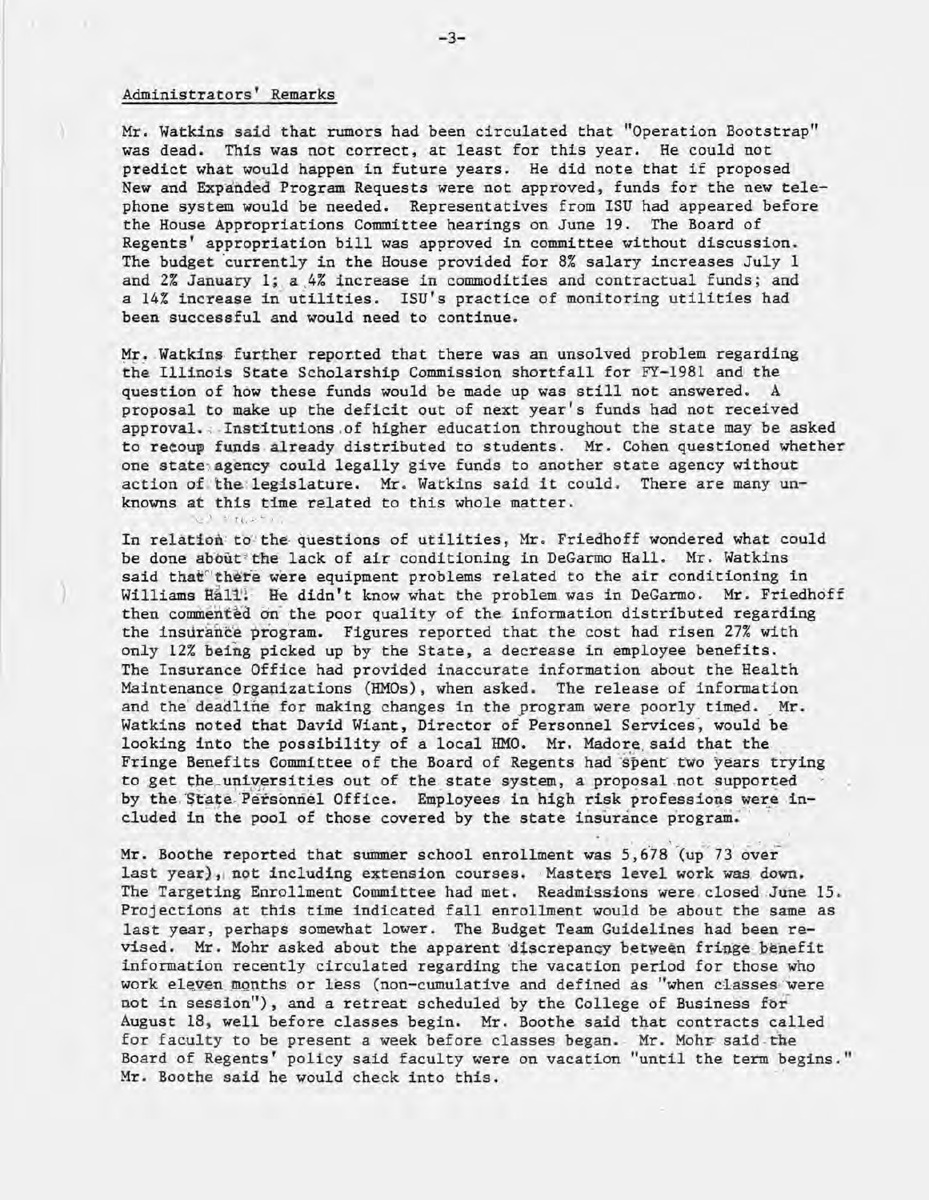## Administrators' Remarks

Mr. Watkins said that rumors had been circulated that "Operation Bootstrap" was dead. This was not correct, at least for this year. He could not predict what would happen in future years. He did note that if proposed New and Expanded Program Requests were not approved, funds for the new telephone system would be needed. Representatives from ISU had appeared before the House Appropriations Committee hearings on June 19. The Board of Regents' appropriation bill was approved in committee without discussion. The budget currently in the House provided for 8% salary increases July 1 and 2% January 1; a 4% increase in commodities and contractual funds; and a 14% increase in utilities. ISU's practice of monitoring utilities had been successful and would need to continue.

Mr. Watkins further reported that there was an unsolved problem regarding the Illinois State Scholarship Commission shortfall for FY-1981 and the question of how these funds would be made up was still not answered. A proposal to make up the deficit out of next year's funds had not received approval. Institutions of higher education throughout the state may be asked to recoup funds already distributed to students. Mr. Cohen questioned whether one state agency could legally give funds to another state agency without action of the legislature. Mr. Watkins said it could. There are many unknowns at this time related to this whole matter.

In relation to the questions of utilities, Mr. Friedhoff wondered what could be done about the lack of air conditioning in DeGarmo Hall. Mr. Watkins said that there were equipment problems related to the air conditioning in Williams Hall. He didn't know what the problem was in DeGarmo. Mr. Friedhoff then commented on the poor quality of the information distributed regarding the insurance program. Figures reported that the cost had risen 27% with only 12% being picked up by the State, a decrease in employee benefits. The Insurance Office had provided inaccurate information about the Health Maintenance Organizations (HMOs), when asked. The release of information and the deadline for making changes in the program were poorly timed. Mr. Watkins noted that David Wiant, Director of Personnel Services, would be looking into the possibility of a local HMO. Mr. Madore said that the Fringe Benefits Committee of the Board of Regents had spent two years trying to get the universities out of the state system, a proposal not supported by the State Personnel Office. Employees in high risk professions were included in the pool of those covered by the state insurance program.

Mr. Boothe reported that summer school enrollment was 5,678 (up 73 over last year), not including extension courses. Masters level work was down. The Targeting Enrollment Committee had met. Readmissions were closed June 15. Projections at this time indicated fall enrollment would be about the same as last year, perhaps somewhat lower. The Budget Team Guidelines had been revised. Mr. Mohr asked about the apparent discrepancy between fringe benefit information recently circulated regarding the vacation period for those who work eleven months or less (non-cumulative and defined as "when classes were not in session"), and a retreat scheduled by the College of Business for August 18, well before classes begin. Mr. Boothe said that contracts called for faculty to be present a week before classes began. Mr. Mohr said the Board of Regents' policy said faculty were on vacation "until the term begins." Mr. Boothe said he would check into this.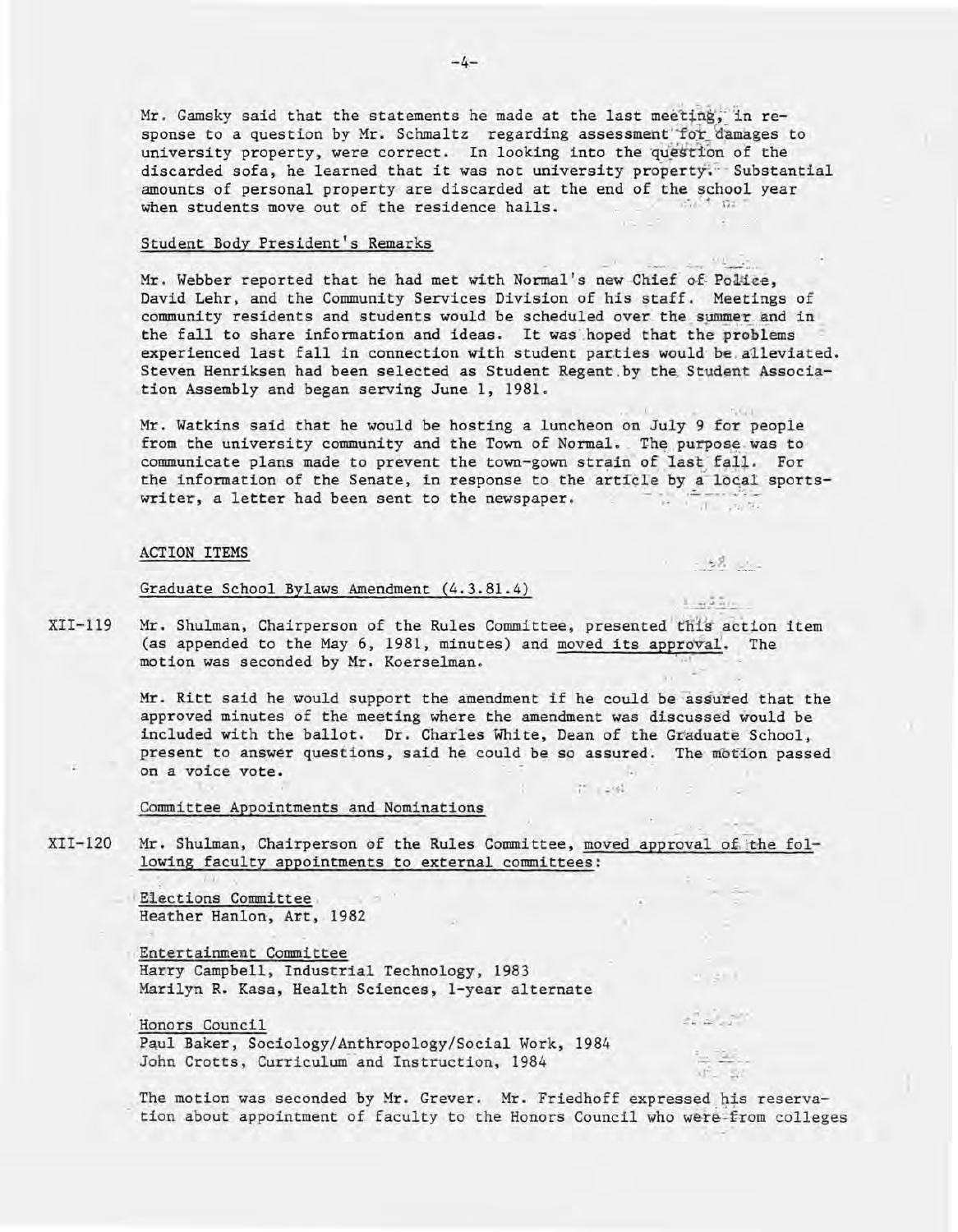Mr. Gamsky said that the statements he made at the last meeting, in response to a question by Mr. Schmaltz regarding assessment for damages to university property, were correct. In looking into the question of the discarded sofa, he learned that it was not university property. Substantial amounts of personal property are discarded at the end of the school year when students move out of the residence halls.

Student Body President's Remarks

Mr. Webber reported that he had met with Normal's new Chief of Police, David Lehr, and the Community Services Division of his staff. Meetings of community residents and students would be scheduled over the summer and in the fall to share information and ideas. It was hoped that the problems experienced last fall in connection with student parties would be alleviated. Steven Henriksen had been selected as Student Regent by the Student Association Assembly and began serving June 1, 1981.

Mr. Watkins said that he would be hosting a luncheon on July 9 for people from the university community and the Town of Normal. The purpose was to communicate plans made to prevent the town-gown strain of last fall. For the information of the Senate, in response to the article by a local sportswriter, a letter had been sent to the newspaper.

ACTION ITEMS

Graduate School Bylaws Amendment (4.3.81.4)

XII-119 Mr. Shulman, Chairperson of the Rules Committee, presented this action item (as appended to the May 6, 1981, minutes) and moved its approval. The motion was seconded by Mr. Koerselman.

Mr. Ritt said he would support the amendment if he could be assured that the approved minutes of the meeting where the amendment was discussed would be included with the ballot. Dr. Charles White, Dean of the Graduate School, present to answer questions, said he could be so assured. The motion passed on a voice vote.

Committee Appointments and Nominations

XII-120 Mr. Shulman, Chairperson of the Rules Committee, moved approval of the following faculty appointments to external committees:

Elections Committee
Heather Hanlon, Art, 1982

Entertainment Committee
Harry Campbell, Industrial Technology, 1983
Marilyn R. Kasa, Health Sciences, 1-year alternate

Honors Council
Paul Baker, Sociology/Anthropology/Social Work, 1984
John Crotts, Curriculum and Instruction, 1984

The motion was seconded by Mr. Grever. Mr. Friedhoff expressed his reservation about appointment of faculty to the Honors Council who were from colleges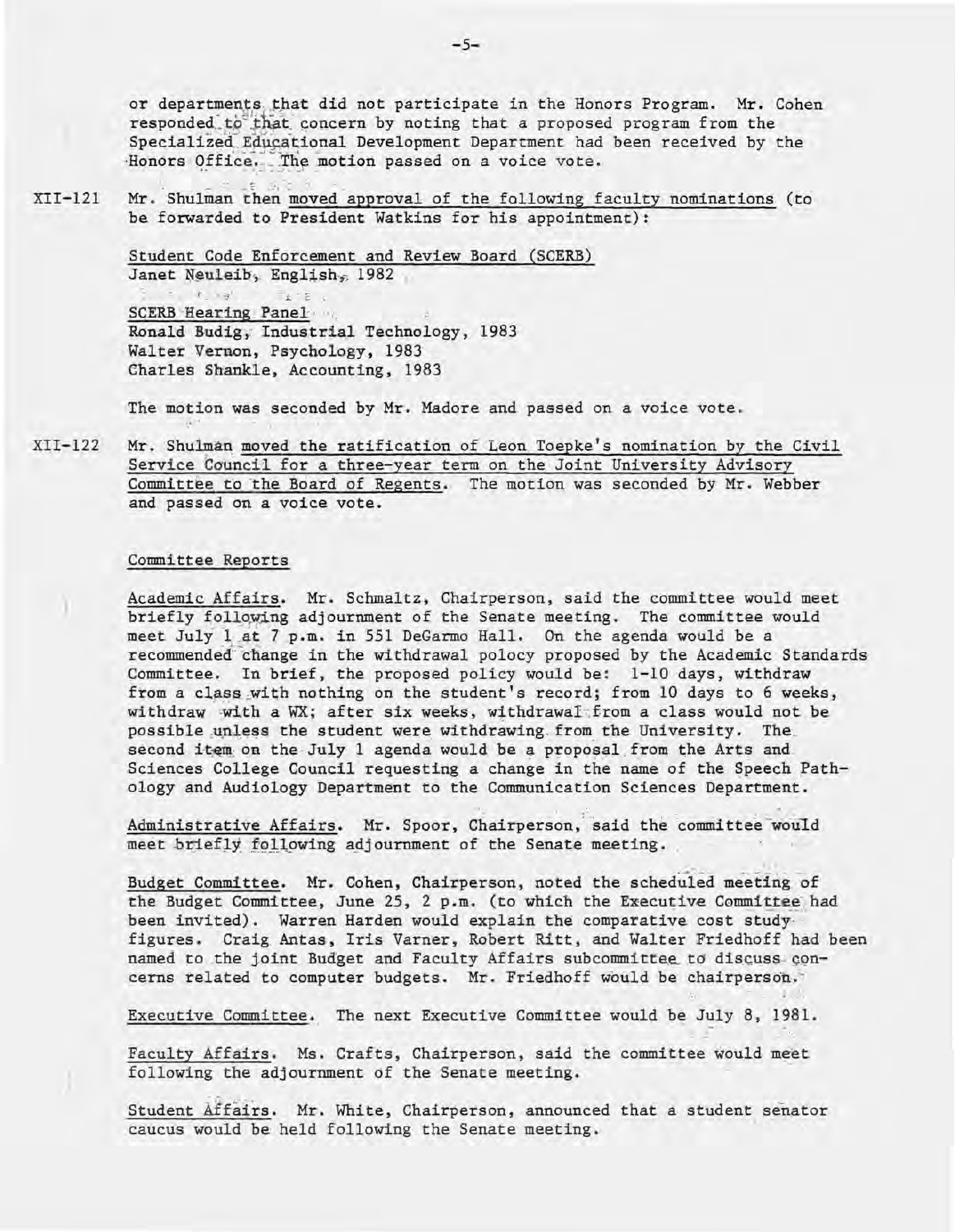or departments that did not participate in the Honors Program. Mr. Cohen responded to that concern by noting that a proposed program from the Specialized Educational Development Department had been received by the Honors Office. The motion passed on a voice vote.

XII-121 Mr. Shulman then moved approval of the following faculty nominations (to be forwarded to President Watkins for his appointment):

Student Code Enforcement and Review Board (SCERB)
Janet Neuleib, English, 1982

SCERB Hearing Panel
Ronald Budig, Industrial Technology, 1983
Walter Vernon, Psychology, 1983
Charles Shankle, Accounting, 1983

The motion was seconded by Mr. Madore and passed on a voice vote.

XII-122 Mr. Shulman moved the ratification of Leon Toepke's nomination by the Civil Service Council for a three-year term on the Joint University Advisory Committee to the Board of Regents. The motion was seconded by Mr. Webber and passed on a voice vote.

Committee Reports

Academic Affairs. Mr. Schmaltz, Chairperson, said the committee would meet briefly following adjournment of the Senate meeting. The committee would meet July 1 at 7 p.m. in 551 DeGarmo Hall. On the agenda would be a recommended change in the withdrawal polocy proposed by the Academic Standards Committee. In brief, the proposed policy would be: 1-10 days, withdraw from a class with nothing on the student's record; from 10 days to 6 weeks, withdraw with a WX; after six weeks, withdrawal from a class would not be possible unless the student were withdrawing from the University. The second item on the July 1 agenda would be a proposal from the Arts and Sciences College Council requesting a change in the name of the Speech Pathology and Audiology Department to the Communication Sciences Department.

Administrative Affairs. Mr. Spoor, Chairperson, said the committee would meet briefly following adjournment of the Senate meeting.

Budget Committee. Mr. Cohen, Chairperson, noted the scheduled meeting of the Budget Committee, June 25, 2 p.m. (to which the Executive Committee had been invited). Warren Harden would explain the comparative cost study figures. Craig Antas, Iris Varner, Robert Ritt, and Walter Friedhoff had been named to the joint Budget and Faculty Affairs subcommittee to discuss concerns related to computer budgets. Mr. Friedhoff would be chairperson.

Executive Committee. The next Executive Committee would be July 8, 1981.

Faculty Affairs. Ms. Crafts, Chairperson, said the committee would meet following the adjournment of the Senate meeting.

Student Affairs. Mr. White, Chairperson, announced that a student senator caucus would be held following the Senate meeting.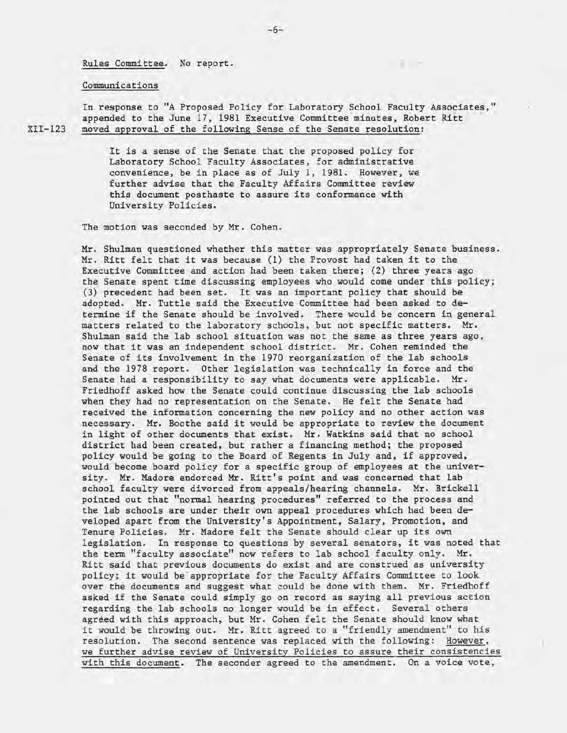Rules Committee. No report.

Communications

In response to "A Proposed Policy for Laboratory School Faculty Associates," appended to the June 17, 1981 Executive Committee minutes, Robert Ritt

XII-123 moved approval of the following Sense of the Senate resolution:

> It is a sense of the Senate that the proposed policy for Laboratory School Faculty Associates, for administrative convenience, be in place as of July 1, 1981. However, we further advise that the Faculty Affairs Committee review this document posthaste to assure its conformance with University Policies.

The motion was seconded by Mr. Cohen.

Mr. Shulman questioned whether this matter was appropriately Senate business. Mr. Ritt felt that it was because (1) the Provost had taken it to the Executive Committee and action had been taken there; (2) three years ago the Senate spent time discussing employees who would come under this policy; (3) precedent had been set. It was an important policy that should be adopted. Mr. Tuttle said the Executive Committee had been asked to determine if the Senate should be involved. There would be concern in general matters related to the laboratory schools, but not specific matters. Mr. Shulman said the lab school situation was not the same as three years ago, now that it was an independent school district. Mr. Cohen reminded the Senate of its involvement in the 1970 reorganization of the lab schools and the 1978 report. Other legislation was technically in force and the Senate had a responsibility to say what documents were applicable. Mr. Friedhoff asked how the Senate could continue discussing the lab schools when they had no representation on the Senate. He felt the Senate had received the information concerning the new policy and no other action was necessary. Mr. Boothe said it would be appropriate to review the document in light of other documents that exist. Mr. Watkins said that no school district had been created, but rather a financing method; the proposed policy would be going to the Board of Regents in July and, if approved, would become board policy for a specific group of employees at the university. Mr. Madore endorced Mr. Ritt's point and was concerned that lab school faculty were divorced from appeals/hearing channels. Mr. Brickell pointed out that "normal hearing procedures" referred to the process and the lab schools are under their own appeal procedures which had been developed apart from the University's Appointment, Salary, Promotion, and Tenure Policies. Mr. Madore felt the Senate should clear up its own legislation. In response to questions by several senators, it was noted that the term "faculty associate" now refers to lab school faculty only. Mr. Ritt said that previous documents do exist and are construed as university policy; it would be appropriate for the Faculty Affairs Committee to look over the documents and suggest what could be done with them. Mr. Friedhoff asked if the Senate could simply go on record as saying all previous action regarding the lab schools no longer would be in effect. Several others agreed with this approach, but Mr. Cohen felt the Senate should know what it would be throwing out. Mr. Ritt agreed to a "friendly amendment" to his resolution. The second sentence was replaced with the following: However, we further advise review of University Policies to assure their consistencies with this document. The seconder agreed to the amendment. On a voice vote,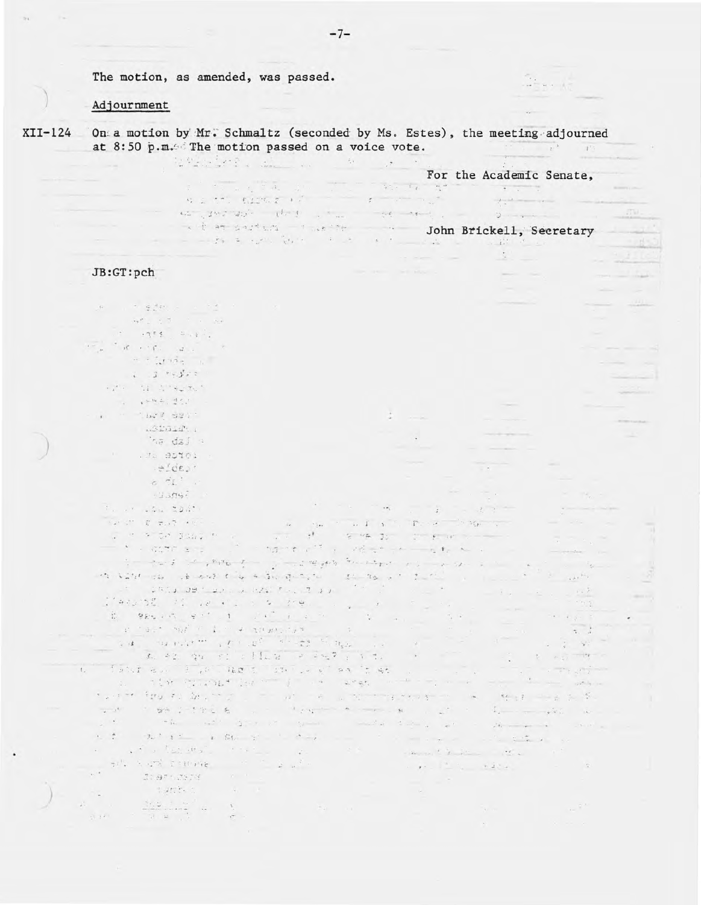The motion, as amended, was passed.

Adjournment

XII-124 On a motion by Mr. Schmaltz (seconded by Ms. Estes), the meeting adjourned at 8:50 p.m. The motion passed on a voice vote.

For the Academic Senate,

John Brickell, Secretary

JB:GT:pch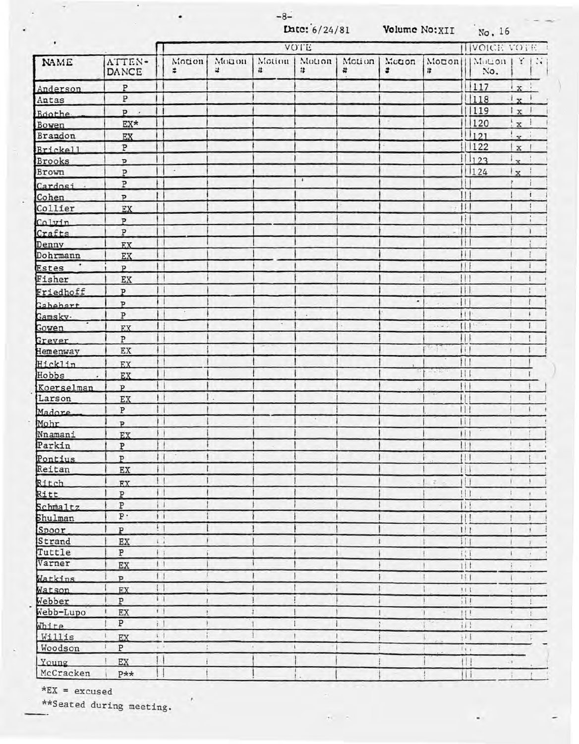Date: 6/24/81 Volume No: XII No. 16

| NAME | ATTEN-DANCE | VOTE | | | | | | | VOICE VOTE | | |
|---|---|---|---|---|---|---|---|---|---|---|---|
| | | Motion # | Motion # | Motion # | Motion # | Motion # | Motion # | Motion # | Motion No. | Y | N |
| Anderson | P | | | | | | | | 117 | x | |
| Antas | P | | | | | | | | 118 | x | |
| Boothe | P | | | | | | | | 119 | x | |
| Bowen | EX* | | | | | | | | 120 | x | |
| Brandon | EX | | | | | | | | 121 | x | |
| Brickell | P | | | | | | | | 122 | x | |
| Brooks | P | | | | | | | | 123 | x | |
| Brown | P | | | | | | | | 124 | x | |
| Cardosi | P | | | | | | | | | | |
| Cohen | P | | | | | | | | | | |
| Collier | EX | | | | | | | | | | |
| Colvin | P | | | | | | | | | | |
| Crafts | P | | | | | | | | | | |
| Denny | EX | | | | | | | | | | |
| Dohrmann | EX | | | | | | | | | | |
| Estes | P | | | | | | | | | | |
| Fisher | EX | | | | | | | | | | |
| Friedhoff | P | | | | | | | | | | |
| Gabehart | P | | | | | | | | | | |
| Gamsky | P | | | | | | | | | | |
| Gowen | EX | | | | | | | | | | |
| Grever | P | | | | | | | | | | |
| Hemenway | EX | | | | | | | | | | |
| Hicklin | EX | | | | | | | | | | |
| Hobbs | EX | | | | | | | | | | |
| Koerselman | P | | | | | | | | | | |
| Larson | EX | | | | | | | | | | |
| Madore | P | | | | | | | | | | |
| Mohr | P | | | | | | | | | | |
| Nnamani | EX | | | | | | | | | | |
| Parkin | P | | | | | | | | | | |
| Pontius | P | | | | | | | | | | |
| Reitan | EX | | | | | | | | | | |
| Ritch | EX | | | | | | | | | | |
| Ritt | P | | | | | | | | | | |
| Schmaltz | P | | | | | | | | | | |
| Shulman | P | | | | | | | | | | |
| Spoor | P | | | | | | | | | | |
| Strand | EX | | | | | | | | | | |
| Tuttle | P | | | | | | | | | | |
| Varner | EX | | | | | | | | | | |
| Watkins | P | | | | | | | | | | |
| Watson | EX | | | | | | | | | | |
| Webber | P | | | | | | | | | | |
| Webb-Lupo | EX | | | | | | | | | | |
| White | P | | | | | | | | | | |
| Willis | EX | | | | | | | | | | |
| Woodson | P | | | | | | | | | | |
| Young | EX | | | | | | | | | | |
| McCracken | P** | | | | | | | | | | |

*EX = excused

**Seated during meeting.